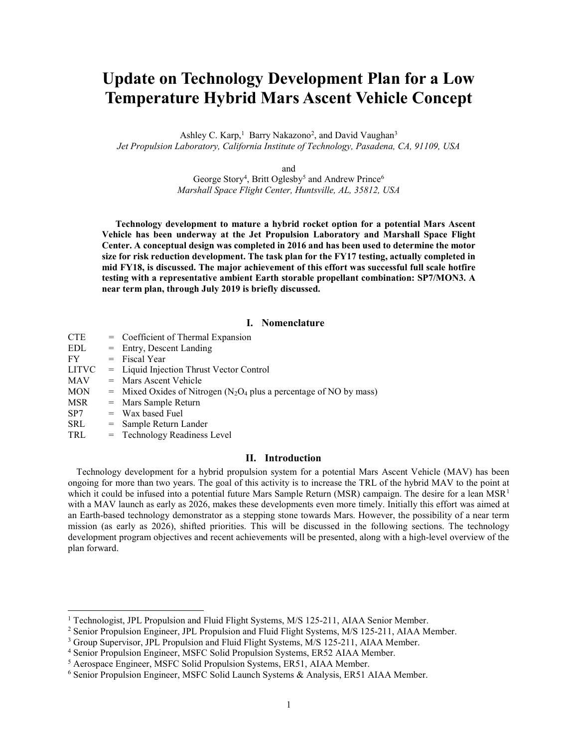# Update on Technology Development Plan for a Low Temperature Hybrid Mars Ascent Vehicle Concept

Ashley C. Karp,[1] Barry Nakazono[2], and David Vaughan[3]
*Jet Propulsion Laboratory, California Institute of Technology, Pasadena, CA, 91109, USA*

and

George Story[4], Britt Oglesby[5] and Andrew Prince[6]
*Marshall Space Flight Center, Huntsville, AL, 35812, USA*

**Technology development to mature a hybrid rocket option for a potential Mars Ascent Vehicle has been underway at the Jet Propulsion Laboratory and Marshall Space Flight Center. A conceptual design was completed in 2016 and has been used to determine the motor size for risk reduction development. The task plan for the FY17 testing, actually completed in mid FY18, is discussed. The major achievement of this effort was successful full scale hotfire testing with a representative ambient Earth storable propellant combination: SP7/MON3. A near term plan, through July 2019 is briefly discussed.**

## I. Nomenclature

CTE = Coefficient of Thermal Expansion
EDL = Entry, Descent Landing
FY = Fiscal Year
LITVC = Liquid Injection Thrust Vector Control
MAV = Mars Ascent Vehicle
MON = Mixed Oxides of Nitrogen ($N_2O_4$ plus a percentage of NO by mass)
MSR = Mars Sample Return
SP7 = Wax based Fuel
SRL = Sample Return Lander
TRL = Technology Readiness Level

## II. Introduction

Technology development for a hybrid propulsion system for a potential Mars Ascent Vehicle (MAV) has been ongoing for more than two years. The goal of this activity is to increase the TRL of the hybrid MAV to the point at which it could be infused into a potential future Mars Sample Return (MSR) campaign. The desire for a lean MSR[1] with a MAV launch as early as 2026, makes these developments even more timely. Initially this effort was aimed at an Earth-based technology demonstrator as a stepping stone towards Mars. However, the possibility of a near term mission (as early as 2026), shifted priorities. This will be discussed in the following sections. The technology development program objectives and recent achievements will be presented, along with a high-level overview of the plan forward.

---

[1] Technologist, JPL Propulsion and Fluid Flight Systems, M/S 125-211, AIAA Senior Member.
[2] Senior Propulsion Engineer, JPL Propulsion and Fluid Flight Systems, M/S 125-211, AIAA Member.
[3] Group Supervisor, JPL Propulsion and Fluid Flight Systems, M/S 125-211, AIAA Member.
[4] Senior Propulsion Engineer, MSFC Solid Propulsion Systems, ER52 AIAA Member.
[5] Aerospace Engineer, MSFC Solid Propulsion Systems, ER51, AIAA Member.
[6] Senior Propulsion Engineer, MSFC Solid Launch Systems & Analysis, ER51 AIAA Member.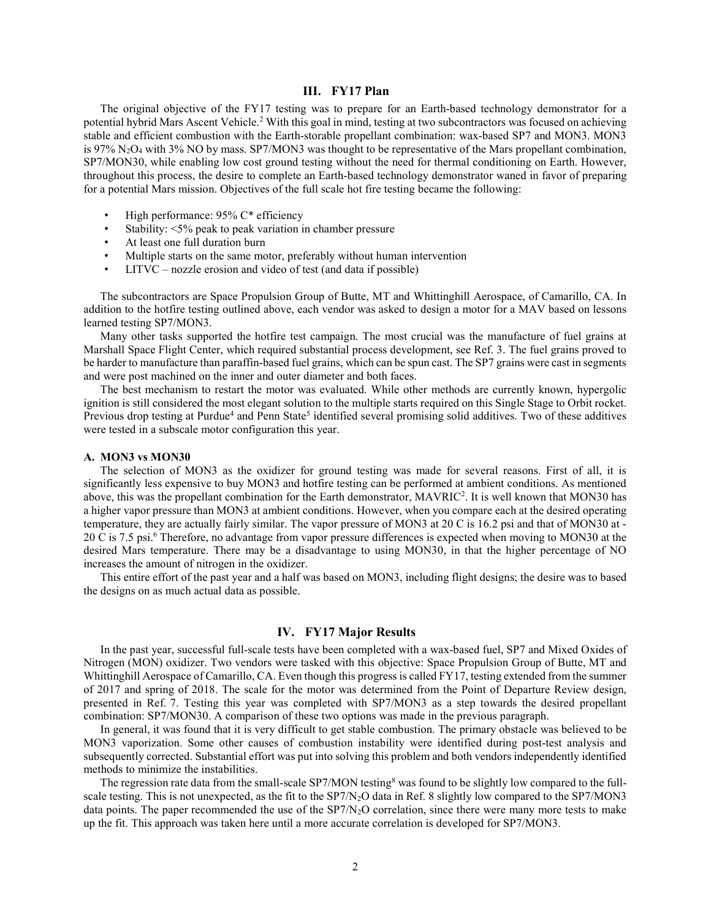## III. FY17 Plan

The original objective of the FY17 testing was to prepare for an Earth-based technology demonstrator for a potential hybrid Mars Ascent Vehicle.[2] With this goal in mind, testing at two subcontractors was focused on achieving stable and efficient combustion with the Earth-storable propellant combination: wax-based SP7 and MON3. MON3 is 97% $N_2O_4$ with 3% NO by mass. SP7/MON3 was thought to be representative of the Mars propellant combination, SP7/MON30, while enabling low cost ground testing without the need for thermal conditioning on Earth. However, throughout this process, the desire to complete an Earth-based technology demonstrator waned in favor of preparing for a potential Mars mission. Objectives of the full scale hot fire testing became the following:

- High performance: 95% C* efficiency
- Stability: <5% peak to peak variation in chamber pressure
- At least one full duration burn
- Multiple starts on the same motor, preferably without human intervention
- LITVC – nozzle erosion and video of test (and data if possible)

The subcontractors are Space Propulsion Group of Butte, MT and Whittinghill Aerospace, of Camarillo, CA. In addition to the hotfire testing outlined above, each vendor was asked to design a motor for a MAV based on lessons learned testing SP7/MON3.

Many other tasks supported the hotfire test campaign. The most crucial was the manufacture of fuel grains at Marshall Space Flight Center, which required substantial process development, see Ref. 3. The fuel grains proved to be harder to manufacture than paraffin-based fuel grains, which can be spun cast. The SP7 grains were cast in segments and were post machined on the inner and outer diameter and both faces.

The best mechanism to restart the motor was evaluated. While other methods are currently known, hypergolic ignition is still considered the most elegant solution to the multiple starts required on this Single Stage to Orbit rocket. Previous drop testing at Purdue[4] and Penn State[5] identified several promising solid additives. Two of these additives were tested in a subscale motor configuration this year.

### A. MON3 vs MON30

The selection of MON3 as the oxidizer for ground testing was made for several reasons. First of all, it is significantly less expensive to buy MON3 and hotfire testing can be performed at ambient conditions. As mentioned above, this was the propellant combination for the Earth demonstrator, MAVRIC[2]. It is well known that MON30 has a higher vapor pressure than MON3 at ambient conditions. However, when you compare each at the desired operating temperature, they are actually fairly similar. The vapor pressure of MON3 at 20 C is 16.2 psi and that of MON30 at -20 C is 7.5 psi.[6] Therefore, no advantage from vapor pressure differences is expected when moving to MON30 at the desired Mars temperature. There may be a disadvantage to using MON30, in that the higher percentage of NO increases the amount of nitrogen in the oxidizer.

This entire effort of the past year and a half was based on MON3, including flight designs; the desire was to based the designs on as much actual data as possible.

## IV. FY17 Major Results

In the past year, successful full-scale tests have been completed with a wax-based fuel, SP7 and Mixed Oxides of Nitrogen (MON) oxidizer. Two vendors were tasked with this objective: Space Propulsion Group of Butte, MT and Whittinghill Aerospace of Camarillo, CA. Even though this progress is called FY17, testing extended from the summer of 2017 and spring of 2018. The scale for the motor was determined from the Point of Departure Review design, presented in Ref. 7. Testing this year was completed with SP7/MON3 as a step towards the desired propellant combination: SP7/MON30. A comparison of these two options was made in the previous paragraph.

In general, it was found that it is very difficult to get stable combustion. The primary obstacle was believed to be MON3 vaporization. Some other causes of combustion instability were identified during post-test analysis and subsequently corrected. Substantial effort was put into solving this problem and both vendors independently identified methods to minimize the instabilities.

The regression rate data from the small-scale SP7/MON testing[8] was found to be slightly low compared to the full-scale testing. This is not unexpected, as the fit to the SP7/$N_2O$ data in Ref. 8 slightly low compared to the SP7/MON3 data points. The paper recommended the use of the SP7/$N_2O$ correlation, since there were many more tests to make up the fit. This approach was taken here until a more accurate correlation is developed for SP7/MON3.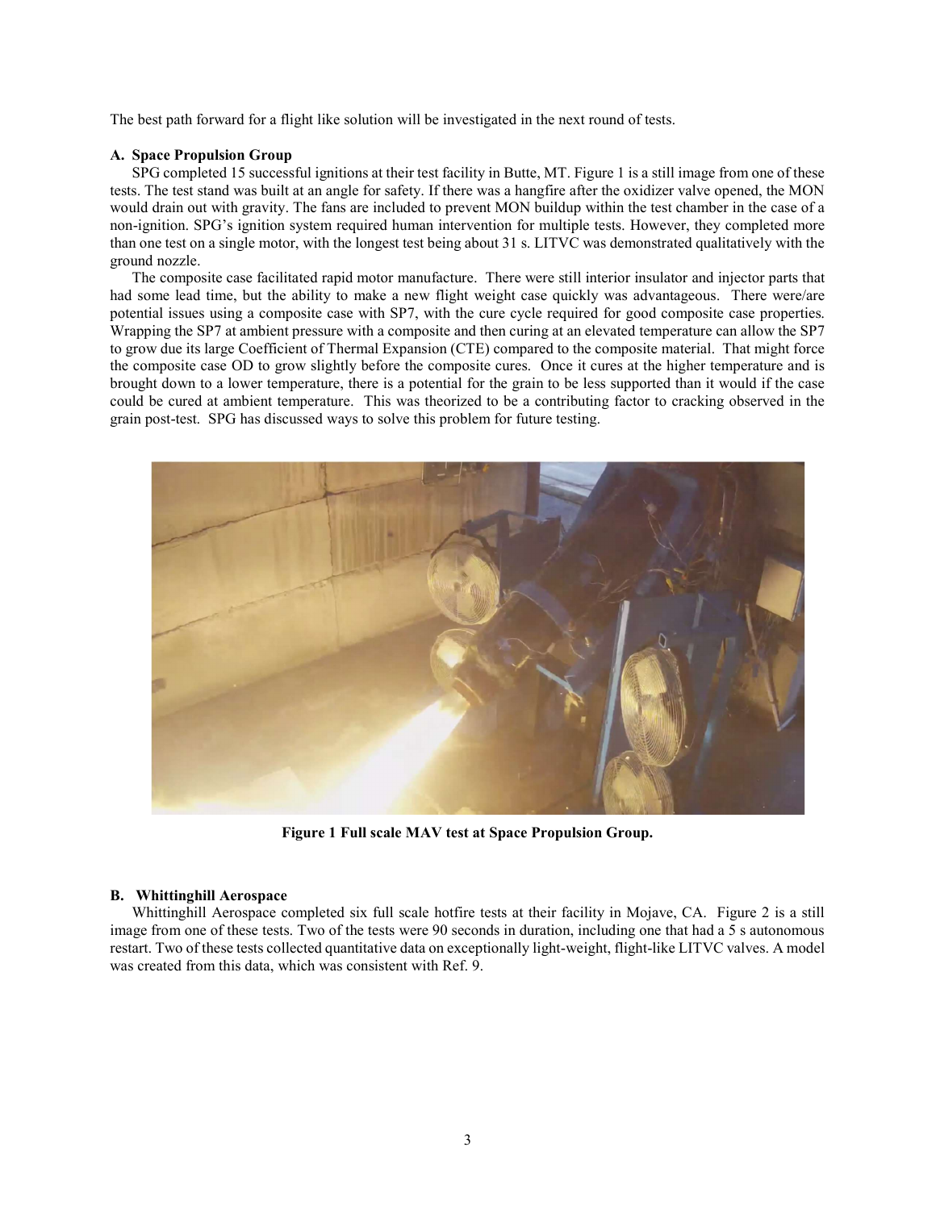The best path forward for a flight like solution will be investigated in the next round of tests.

### A. Space Propulsion Group

SPG completed 15 successful ignitions at their test facility in Butte, MT. Figure 1 is a still image from one of these tests. The test stand was built at an angle for safety. If there was a hangfire after the oxidizer valve opened, the MON would drain out with gravity. The fans are included to prevent MON buildup within the test chamber in the case of a non-ignition. SPG's ignition system required human intervention for multiple tests. However, they completed more than one test on a single motor, with the longest test being about 31 s. LITVC was demonstrated qualitatively with the ground nozzle.

The composite case facilitated rapid motor manufacture. There were still interior insulator and injector parts that had some lead time, but the ability to make a new flight weight case quickly was advantageous. There were/are potential issues using a composite case with SP7, with the cure cycle required for good composite case properties. Wrapping the SP7 at ambient pressure with a composite and then curing at an elevated temperature can allow the SP7 to grow due its large Coefficient of Thermal Expansion (CTE) compared to the composite material. That might force the composite case OD to grow slightly before the composite cures. Once it cures at the higher temperature and is brought down to a lower temperature, there is a potential for the grain to be less supported than it would if the case could be cured at ambient temperature. This was theorized to be a contributing factor to cracking observed in the grain post-test. SPG has discussed ways to solve this problem for future testing.

**Figure 1 Full scale MAV test at Space Propulsion Group.**

### B. Whittinghill Aerospace

Whittinghill Aerospace completed six full scale hotfire tests at their facility in Mojave, CA. Figure 2 is a still image from one of these tests. Two of the tests were 90 seconds in duration, including one that had a 5 s autonomous restart. Two of these tests collected quantitative data on exceptionally light-weight, flight-like LITVC valves. A model was created from this data, which was consistent with Ref. 9.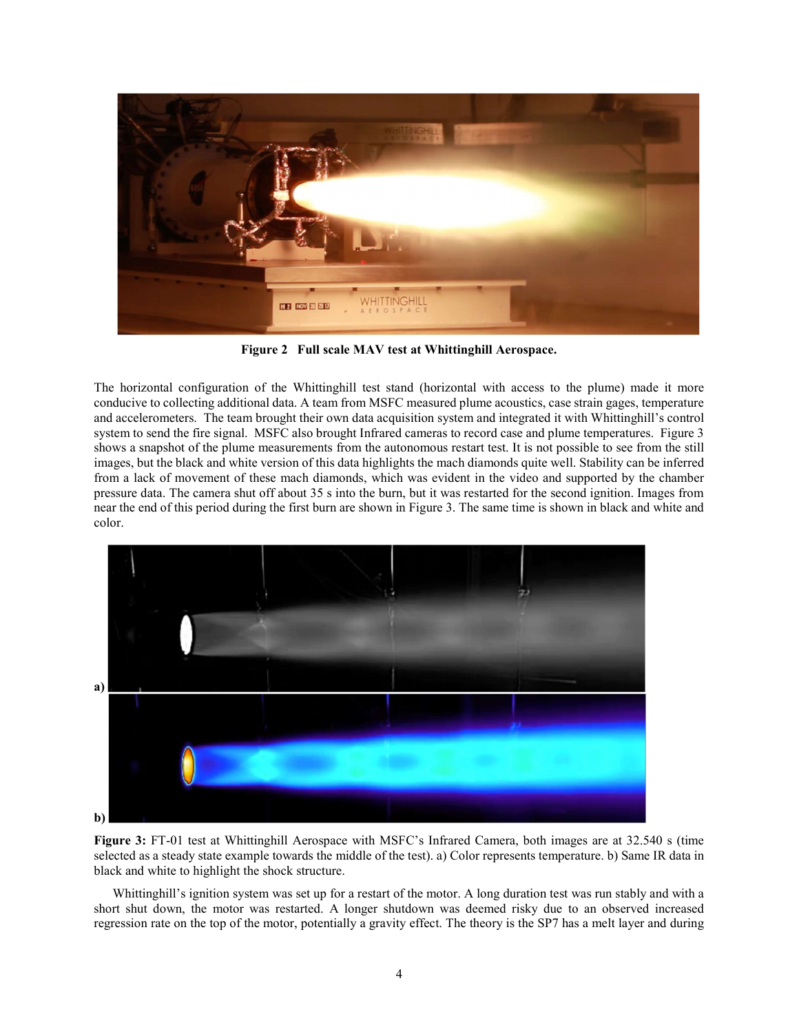**Figure 2 Full scale MAV test at Whittinghill Aerospace.**

The horizontal configuration of the Whittinghill test stand (horizontal with access to the plume) made it more conducive to collecting additional data. A team from MSFC measured plume acoustics, case strain gages, temperature and accelerometers. The team brought their own data acquisition system and integrated it with Whittinghill's control system to send the fire signal. MSFC also brought Infrared cameras to record case and plume temperatures. Figure 3 shows a snapshot of the plume measurements from the autonomous restart test. It is not possible to see from the still images, but the black and white version of this data highlights the mach diamonds quite well. Stability can be inferred from a lack of movement of these mach diamonds, which was evident in the video and supported by the chamber pressure data. The camera shut off about 35 s into the burn, but it was restarted for the second ignition. Images from near the end of this period during the first burn are shown in Figure 3. The same time is shown in black and white and color.

a)

b)

**Figure 3:** FT-01 test at Whittinghill Aerospace with MSFC's Infrared Camera, both images are at 32.540 s (time selected as a steady state example towards the middle of the test). a) Color represents temperature. b) Same IR data in black and white to highlight the shock structure.

Whittinghill's ignition system was set up for a restart of the motor. A long duration test was run stably and with a short shut down, the motor was restarted. A longer shutdown was deemed risky due to an observed increased regression rate on the top of the motor, potentially a gravity effect. The theory is the SP7 has a melt layer and during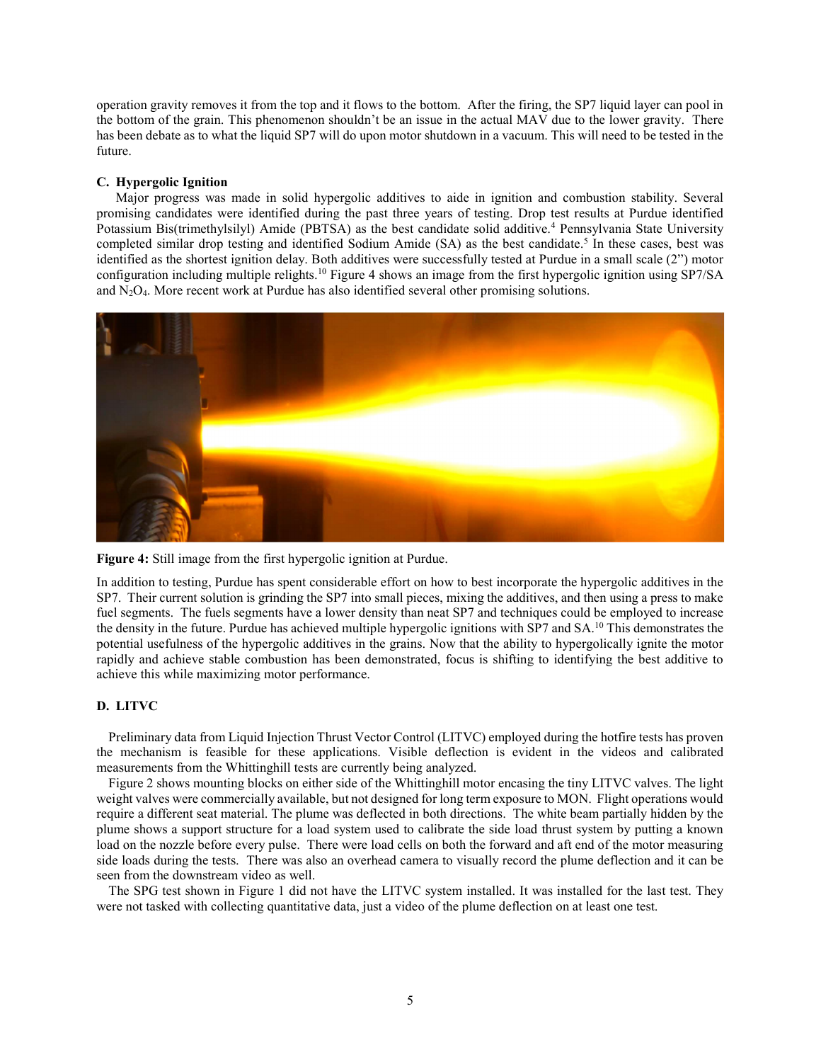operation gravity removes it from the top and it flows to the bottom. After the firing, the SP7 liquid layer can pool in the bottom of the grain. This phenomenon shouldn't be an issue in the actual MAV due to the lower gravity. There has been debate as to what the liquid SP7 will do upon motor shutdown in a vacuum. This will need to be tested in the future.

### C. Hypergolic Ignition

Major progress was made in solid hypergolic additives to aide in ignition and combustion stability. Several promising candidates were identified during the past three years of testing. Drop test results at Purdue identified Potassium Bis(trimethylsilyl) Amide (PBTSA) as the best candidate solid additive.[4] Pennsylvania State University completed similar drop testing and identified Sodium Amide (SA) as the best candidate.[5] In these cases, best was identified as the shortest ignition delay. Both additives were successfully tested at Purdue in a small scale (2") motor configuration including multiple relights.[10] Figure 4 shows an image from the first hypergolic ignition using SP7/SA and $N_2O_4$. More recent work at Purdue has also identified several other promising solutions.

**Figure 4:** Still image from the first hypergolic ignition at Purdue.

In addition to testing, Purdue has spent considerable effort on how to best incorporate the hypergolic additives in the SP7. Their current solution is grinding the SP7 into small pieces, mixing the additives, and then using a press to make fuel segments. The fuels segments have a lower density than neat SP7 and techniques could be employed to increase the density in the future. Purdue has achieved multiple hypergolic ignitions with SP7 and SA.[10] This demonstrates the potential usefulness of the hypergolic additives in the grains. Now that the ability to hypergolically ignite the motor rapidly and achieve stable combustion has been demonstrated, focus is shifting to identifying the best additive to achieve this while maximizing motor performance.

### D. LITVC

Preliminary data from Liquid Injection Thrust Vector Control (LITVC) employed during the hotfire tests has proven the mechanism is feasible for these applications. Visible deflection is evident in the videos and calibrated measurements from the Whittinghill tests are currently being analyzed.

Figure 2 shows mounting blocks on either side of the Whittinghill motor encasing the tiny LITVC valves. The light weight valves were commercially available, but not designed for long term exposure to MON. Flight operations would require a different seat material. The plume was deflected in both directions. The white beam partially hidden by the plume shows a support structure for a load system used to calibrate the side load thrust system by putting a known load on the nozzle before every pulse. There were load cells on both the forward and aft end of the motor measuring side loads during the tests. There was also an overhead camera to visually record the plume deflection and it can be seen from the downstream video as well.

The SPG test shown in Figure 1 did not have the LITVC system installed. It was installed for the last test. They were not tasked with collecting quantitative data, just a video of the plume deflection on at least one test.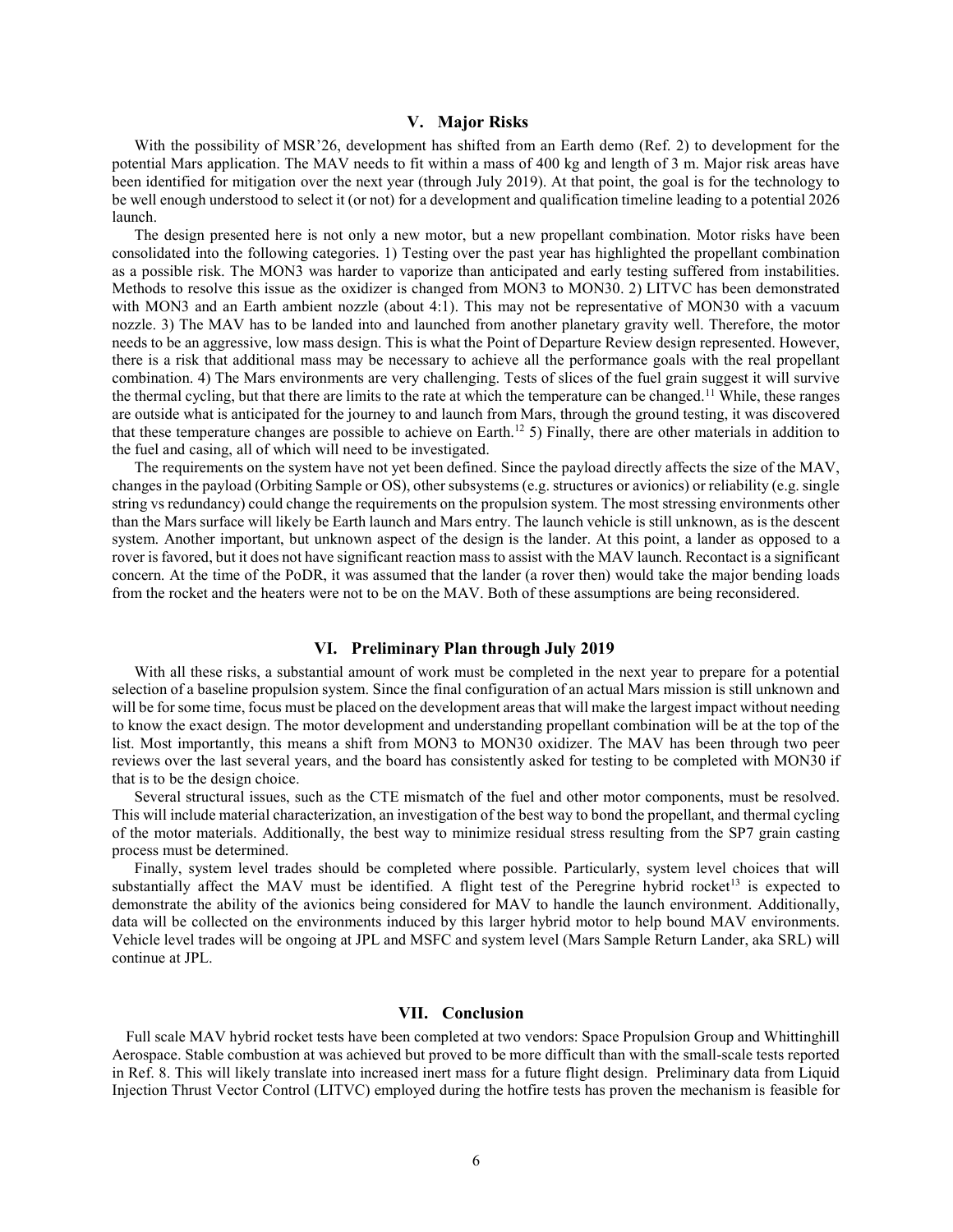## V. Major Risks

With the possibility of MSR'26, development has shifted from an Earth demo (Ref. 2) to development for the potential Mars application. The MAV needs to fit within a mass of 400 kg and length of 3 m. Major risk areas have been identified for mitigation over the next year (through July 2019). At that point, the goal is for the technology to be well enough understood to select it (or not) for a development and qualification timeline leading to a potential 2026 launch.

The design presented here is not only a new motor, but a new propellant combination. Motor risks have been consolidated into the following categories. 1) Testing over the past year has highlighted the propellant combination as a possible risk. The MON3 was harder to vaporize than anticipated and early testing suffered from instabilities. Methods to resolve this issue as the oxidizer is changed from MON3 to MON30. 2) LITVC has been demonstrated with MON3 and an Earth ambient nozzle (about 4:1). This may not be representative of MON30 with a vacuum nozzle. 3) The MAV has to be landed into and launched from another planetary gravity well. Therefore, the motor needs to be an aggressive, low mass design. This is what the Point of Departure Review design represented. However, there is a risk that additional mass may be necessary to achieve all the performance goals with the real propellant combination. 4) The Mars environments are very challenging. Tests of slices of the fuel grain suggest it will survive the thermal cycling, but that there are limits to the rate at which the temperature can be changed.[11] While, these ranges are outside what is anticipated for the journey to and launch from Mars, through the ground testing, it was discovered that these temperature changes are possible to achieve on Earth.[12] 5) Finally, there are other materials in addition to the fuel and casing, all of which will need to be investigated.

The requirements on the system have not yet been defined. Since the payload directly affects the size of the MAV, changes in the payload (Orbiting Sample or OS), other subsystems (e.g. structures or avionics) or reliability (e.g. single string vs redundancy) could change the requirements on the propulsion system. The most stressing environments other than the Mars surface will likely be Earth launch and Mars entry. The launch vehicle is still unknown, as is the descent system. Another important, but unknown aspect of the design is the lander. At this point, a lander as opposed to a rover is favored, but it does not have significant reaction mass to assist with the MAV launch. Recontact is a significant concern. At the time of the PoDR, it was assumed that the lander (a rover then) would take the major bending loads from the rocket and the heaters were not to be on the MAV. Both of these assumptions are being reconsidered.

## VI. Preliminary Plan through July 2019

With all these risks, a substantial amount of work must be completed in the next year to prepare for a potential selection of a baseline propulsion system. Since the final configuration of an actual Mars mission is still unknown and will be for some time, focus must be placed on the development areas that will make the largest impact without needing to know the exact design. The motor development and understanding propellant combination will be at the top of the list. Most importantly, this means a shift from MON3 to MON30 oxidizer. The MAV has been through two peer reviews over the last several years, and the board has consistently asked for testing to be completed with MON30 if that is to be the design choice.

Several structural issues, such as the CTE mismatch of the fuel and other motor components, must be resolved. This will include material characterization, an investigation of the best way to bond the propellant, and thermal cycling of the motor materials. Additionally, the best way to minimize residual stress resulting from the SP7 grain casting process must be determined.

Finally, system level trades should be completed where possible. Particularly, system level choices that will substantially affect the MAV must be identified. A flight test of the Peregrine hybrid rocket[13] is expected to demonstrate the ability of the avionics being considered for MAV to handle the launch environment. Additionally, data will be collected on the environments induced by this larger hybrid motor to help bound MAV environments. Vehicle level trades will be ongoing at JPL and MSFC and system level (Mars Sample Return Lander, aka SRL) will continue at JPL.

## VII. Conclusion

Full scale MAV hybrid rocket tests have been completed at two vendors: Space Propulsion Group and Whittinghill Aerospace. Stable combustion at was achieved but proved to be more difficult than with the small-scale tests reported in Ref. 8. This will likely translate into increased inert mass for a future flight design. Preliminary data from Liquid Injection Thrust Vector Control (LITVC) employed during the hotfire tests has proven the mechanism is feasible for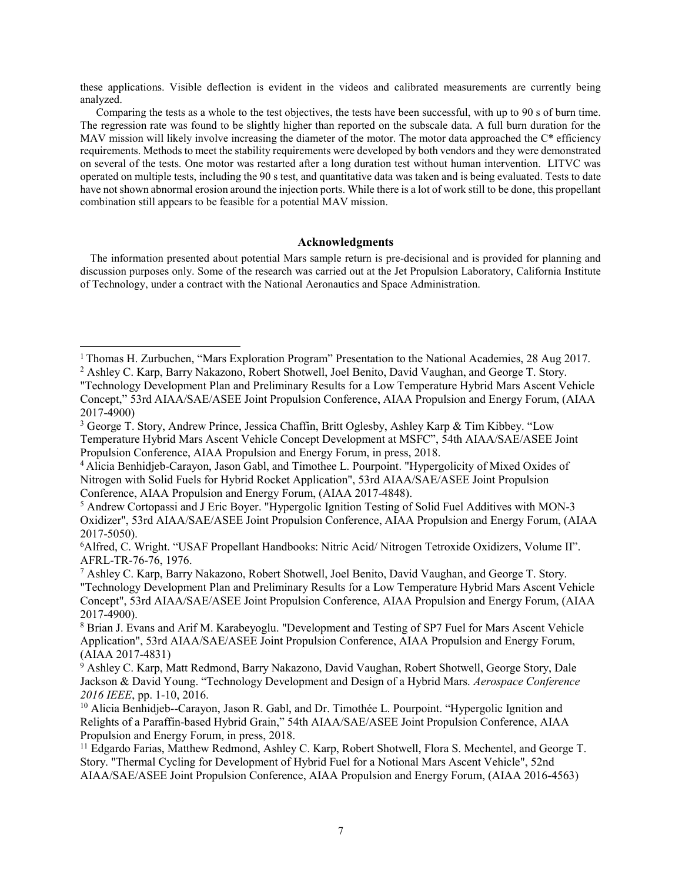these applications. Visible deflection is evident in the videos and calibrated measurements are currently being analyzed.

Comparing the tests as a whole to the test objectives, the tests have been successful, with up to 90 s of burn time. The regression rate was found to be slightly higher than reported on the subscale data. A full burn duration for the MAV mission will likely involve increasing the diameter of the motor. The motor data approached the C* efficiency requirements. Methods to meet the stability requirements were developed by both vendors and they were demonstrated on several of the tests. One motor was restarted after a long duration test without human intervention. LITVC was operated on multiple tests, including the 90 s test, and quantitative data was taken and is being evaluated. Tests to date have not shown abnormal erosion around the injection ports. While there is a lot of work still to be done, this propellant combination still appears to be feasible for a potential MAV mission.

## Acknowledgments

The information presented about potential Mars sample return is pre-decisional and is provided for planning and discussion purposes only. Some of the research was carried out at the Jet Propulsion Laboratory, California Institute of Technology, under a contract with the National Aeronautics and Space Administration.

---

[1] Thomas H. Zurbuchen, "Mars Exploration Program" Presentation to the National Academies, 28 Aug 2017.

[2] Ashley C. Karp, Barry Nakazono, Robert Shotwell, Joel Benito, David Vaughan, and George T. Story. "Technology Development Plan and Preliminary Results for a Low Temperature Hybrid Mars Ascent Vehicle Concept," 53rd AIAA/SAE/ASEE Joint Propulsion Conference, AIAA Propulsion and Energy Forum, (AIAA 2017-4900)

[3] George T. Story, Andrew Prince, Jessica Chaffin, Britt Oglesby, Ashley Karp & Tim Kibbey. "Low Temperature Hybrid Mars Ascent Vehicle Concept Development at MSFC", 54th AIAA/SAE/ASEE Joint Propulsion Conference, AIAA Propulsion and Energy Forum, in press, 2018.

[4] Alicia Benhidjeb-Carayon, Jason Gabl, and Timothee L. Pourpoint. "Hypergolicity of Mixed Oxides of Nitrogen with Solid Fuels for Hybrid Rocket Application", 53rd AIAA/SAE/ASEE Joint Propulsion Conference, AIAA Propulsion and Energy Forum, (AIAA 2017-4848).

[5] Andrew Cortopassi and J Eric Boyer. "Hypergolic Ignition Testing of Solid Fuel Additives with MON-3 Oxidizer", 53rd AIAA/SAE/ASEE Joint Propulsion Conference, AIAA Propulsion and Energy Forum, (AIAA 2017-5050).

[6] Alfred, C. Wright. "USAF Propellant Handbooks: Nitric Acid/ Nitrogen Tetroxide Oxidizers, Volume II". AFRL-TR-76-76, 1976.

[7] Ashley C. Karp, Barry Nakazono, Robert Shotwell, Joel Benito, David Vaughan, and George T. Story. "Technology Development Plan and Preliminary Results for a Low Temperature Hybrid Mars Ascent Vehicle Concept", 53rd AIAA/SAE/ASEE Joint Propulsion Conference, AIAA Propulsion and Energy Forum, (AIAA 2017-4900).

[8] Brian J. Evans and Arif M. Karabeyoglu. "Development and Testing of SP7 Fuel for Mars Ascent Vehicle Application", 53rd AIAA/SAE/ASEE Joint Propulsion Conference, AIAA Propulsion and Energy Forum, (AIAA 2017-4831)

[9] Ashley C. Karp, Matt Redmond, Barry Nakazono, David Vaughan, Robert Shotwell, George Story, Dale Jackson & David Young. "Technology Development and Design of a Hybrid Mars. *Aerospace Conference 2016 IEEE*, pp. 1-10, 2016.

[10] Alicia Benhidjeb--Carayon, Jason R. Gabl, and Dr. Timothée L. Pourpoint. "Hypergolic Ignition and Relights of a Paraffin-based Hybrid Grain," 54th AIAA/SAE/ASEE Joint Propulsion Conference, AIAA Propulsion and Energy Forum, in press, 2018.

[11] Edgardo Farias, Matthew Redmond, Ashley C. Karp, Robert Shotwell, Flora S. Mechentel, and George T. Story. "Thermal Cycling for Development of Hybrid Fuel for a Notional Mars Ascent Vehicle", 52nd AIAA/SAE/ASEE Joint Propulsion Conference, AIAA Propulsion and Energy Forum, (AIAA 2016-4563)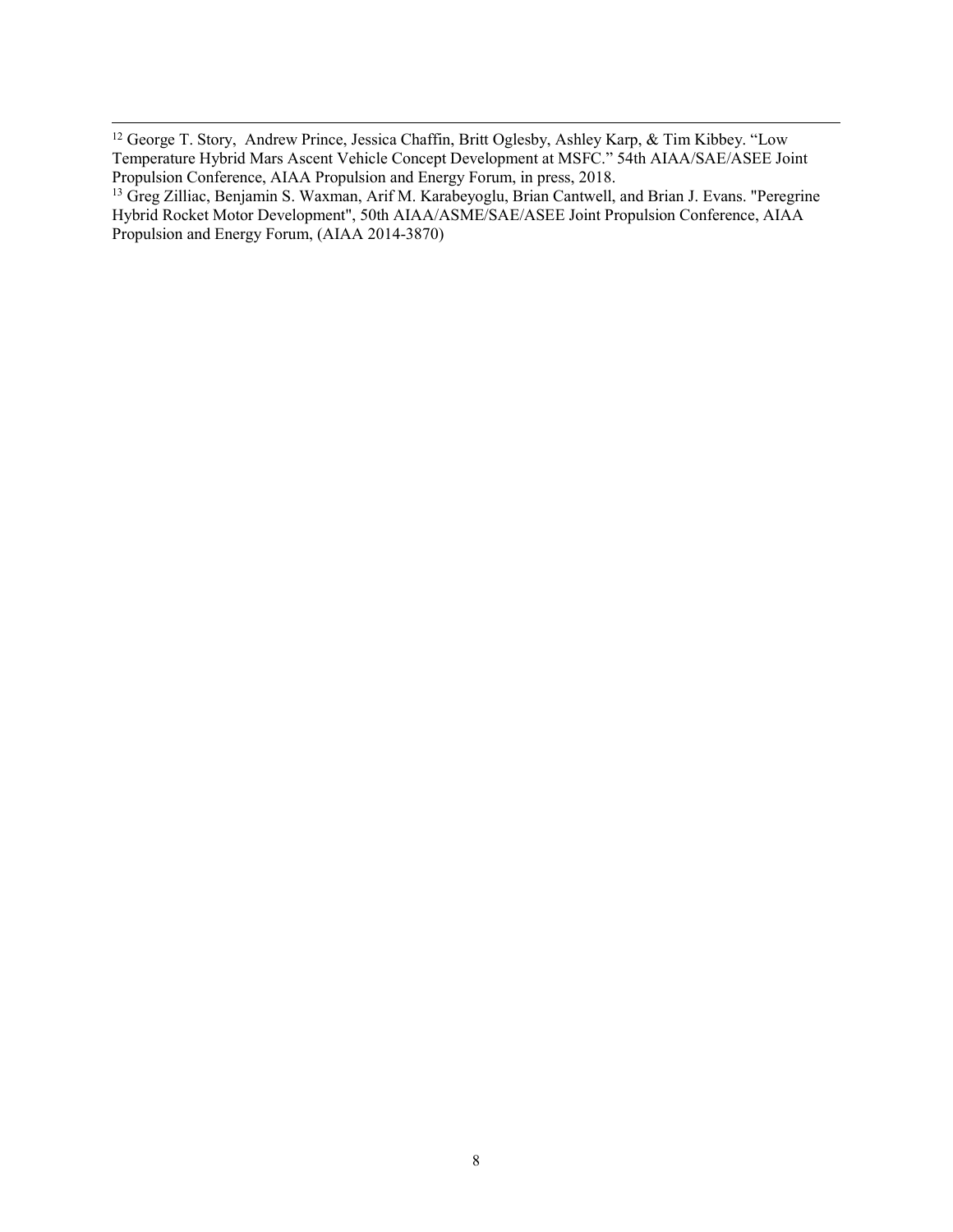[12] George T. Story, Andrew Prince, Jessica Chaffin, Britt Oglesby, Ashley Karp, & Tim Kibbey. "Low Temperature Hybrid Mars Ascent Vehicle Concept Development at MSFC." 54th AIAA/SAE/ASEE Joint Propulsion Conference, AIAA Propulsion and Energy Forum, in press, 2018.

[13] Greg Zilliac, Benjamin S. Waxman, Arif M. Karabeyoglu, Brian Cantwell, and Brian J. Evans. "Peregrine Hybrid Rocket Motor Development", 50th AIAA/ASME/SAE/ASEE Joint Propulsion Conference, AIAA Propulsion and Energy Forum, (AIAA 2014-3870)